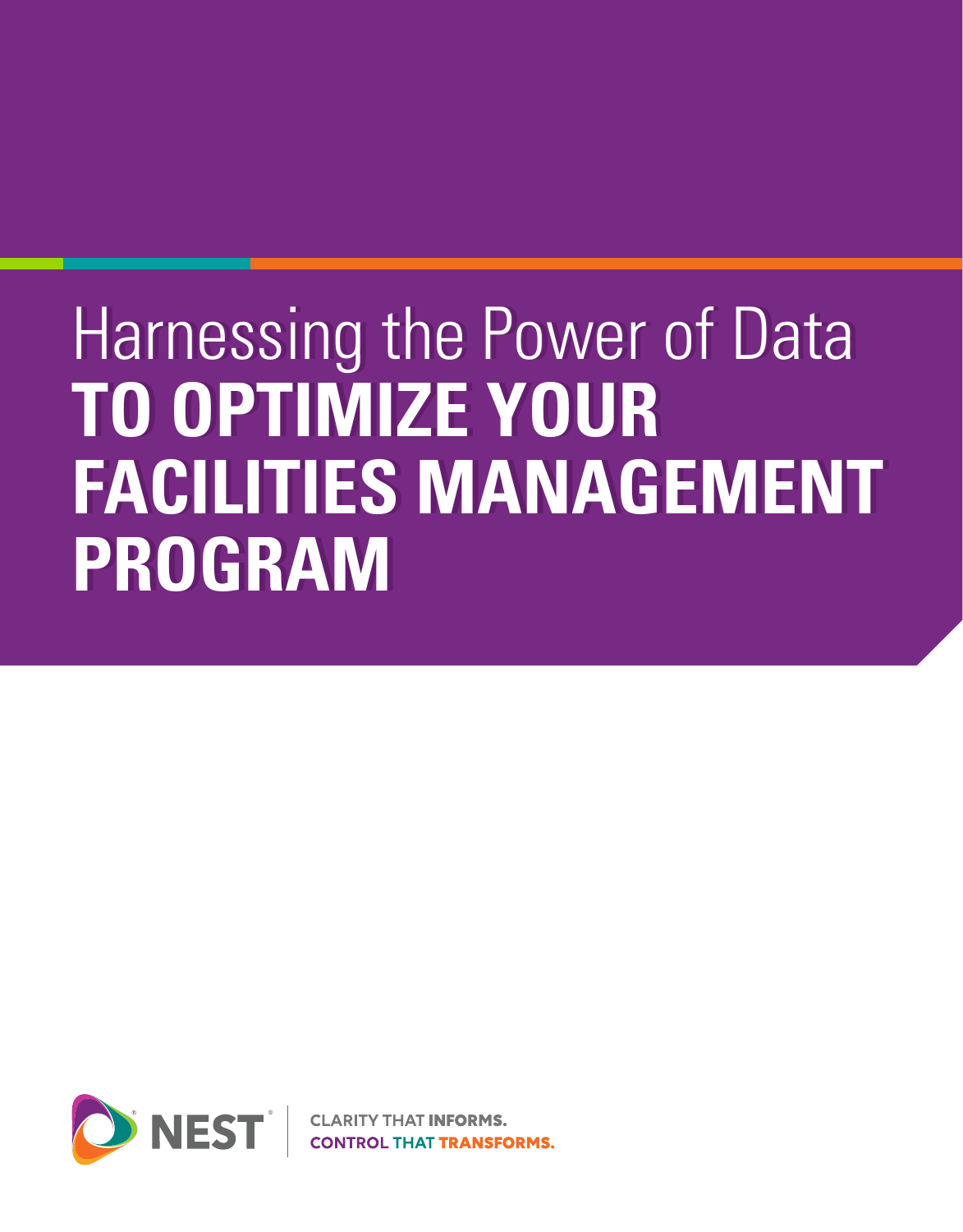# Harnessing the Power of Data **TO OPTIMIZE YOUR FACILITIES MANAGEMENT PROGRAM**

NEST®

CLARITY THAT **INFORMS.**
**CONTROL THAT TRANSFORMS.**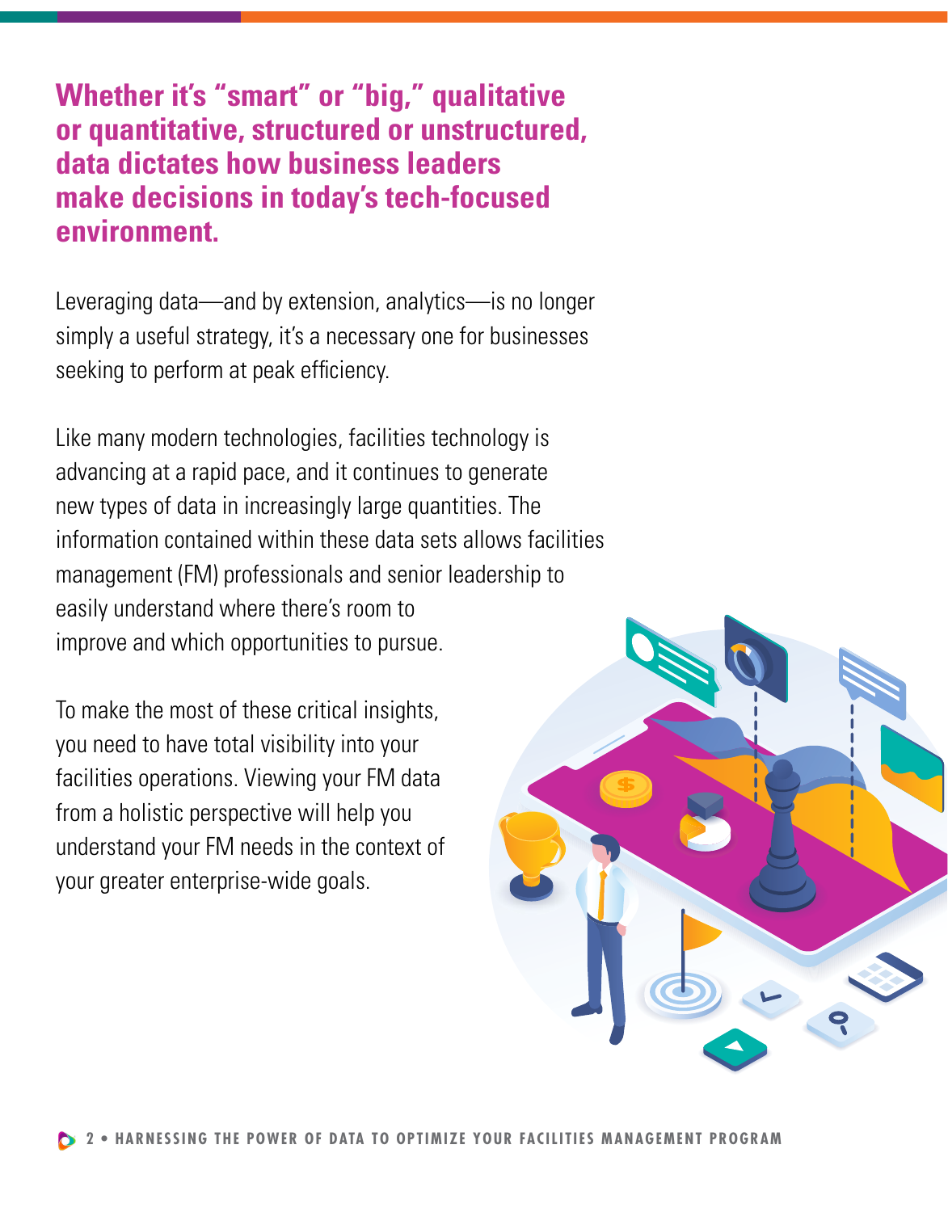**Whether it's "smart" or "big," qualitative or quantitative, structured or unstructured, data dictates how business leaders make decisions in today's tech-focused environment.**

Leveraging data—and by extension, analytics—is no longer simply a useful strategy, it's a necessary one for businesses seeking to perform at peak efficiency.

Like many modern technologies, facilities technology is advancing at a rapid pace, and it continues to generate new types of data in increasingly large quantities. The information contained within these data sets allows facilities management (FM) professionals and senior leadership to easily understand where there's room to improve and which opportunities to pursue.

To make the most of these critical insights, you need to have total visibility into your facilities operations. Viewing your FM data from a holistic perspective will help you understand your FM needs in the context of your greater enterprise-wide goals.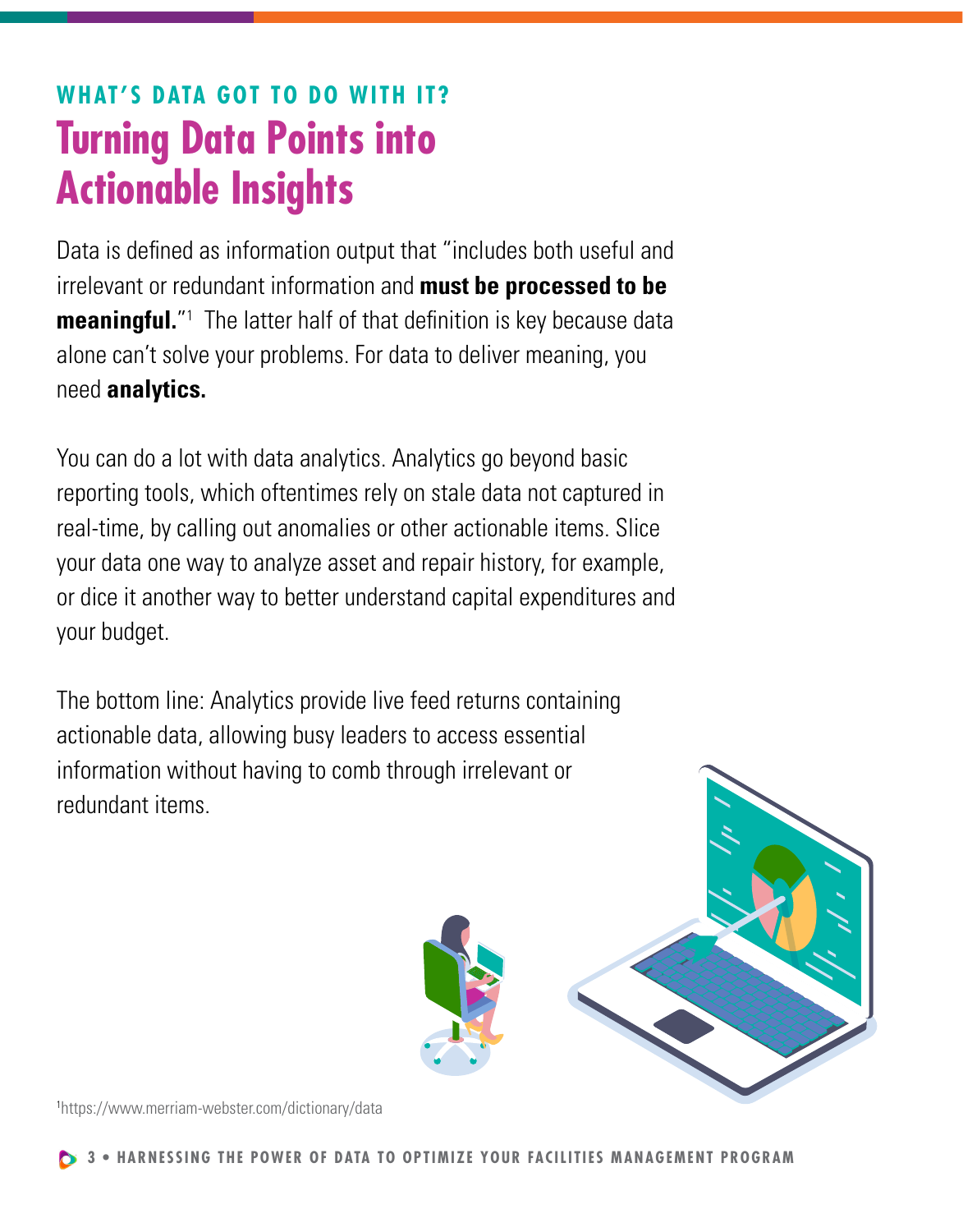### WHAT'S DATA GOT TO DO WITH IT?

# Turning Data Points into Actionable Insights

Data is defined as information output that "includes both useful and irrelevant or redundant information and **must be processed to be meaningful.**"[1] The latter half of that definition is key because data alone can't solve your problems. For data to deliver meaning, you need **analytics.**

You can do a lot with data analytics. Analytics go beyond basic reporting tools, which oftentimes rely on stale data not captured in real-time, by calling out anomalies or other actionable items. Slice your data one way to analyze asset and repair history, for example, or dice it another way to better understand capital expenditures and your budget.

The bottom line: Analytics provide live feed returns containing actionable data, allowing busy leaders to access essential information without having to comb through irrelevant or redundant items.

[1] https://www.merriam-webster.com/dictionary/data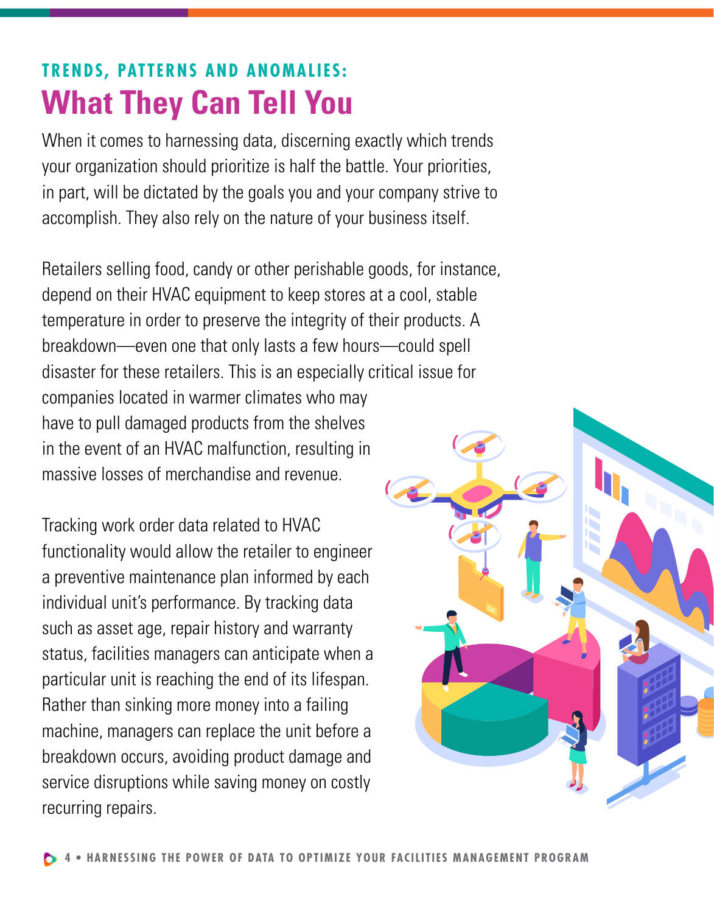### TRENDS, PATTERNS AND ANOMALIES:

# What They Can Tell You

When it comes to harnessing data, discerning exactly which trends your organization should prioritize is half the battle. Your priorities, in part, will be dictated by the goals you and your company strive to accomplish. They also rely on the nature of your business itself.

Retailers selling food, candy or other perishable goods, for instance, depend on their HVAC equipment to keep stores at a cool, stable temperature in order to preserve the integrity of their products. A breakdown—even one that only lasts a few hours—could spell disaster for these retailers. This is an especially critical issue for companies located in warmer climates who may have to pull damaged products from the shelves in the event of an HVAC malfunction, resulting in massive losses of merchandise and revenue.

Tracking work order data related to HVAC functionality would allow the retailer to engineer a preventive maintenance plan informed by each individual unit's performance. By tracking data such as asset age, repair history and warranty status, facilities managers can anticipate when a particular unit is reaching the end of its lifespan. Rather than sinking more money into a failing machine, managers can replace the unit before a breakdown occurs, avoiding product damage and service disruptions while saving money on costly recurring repairs.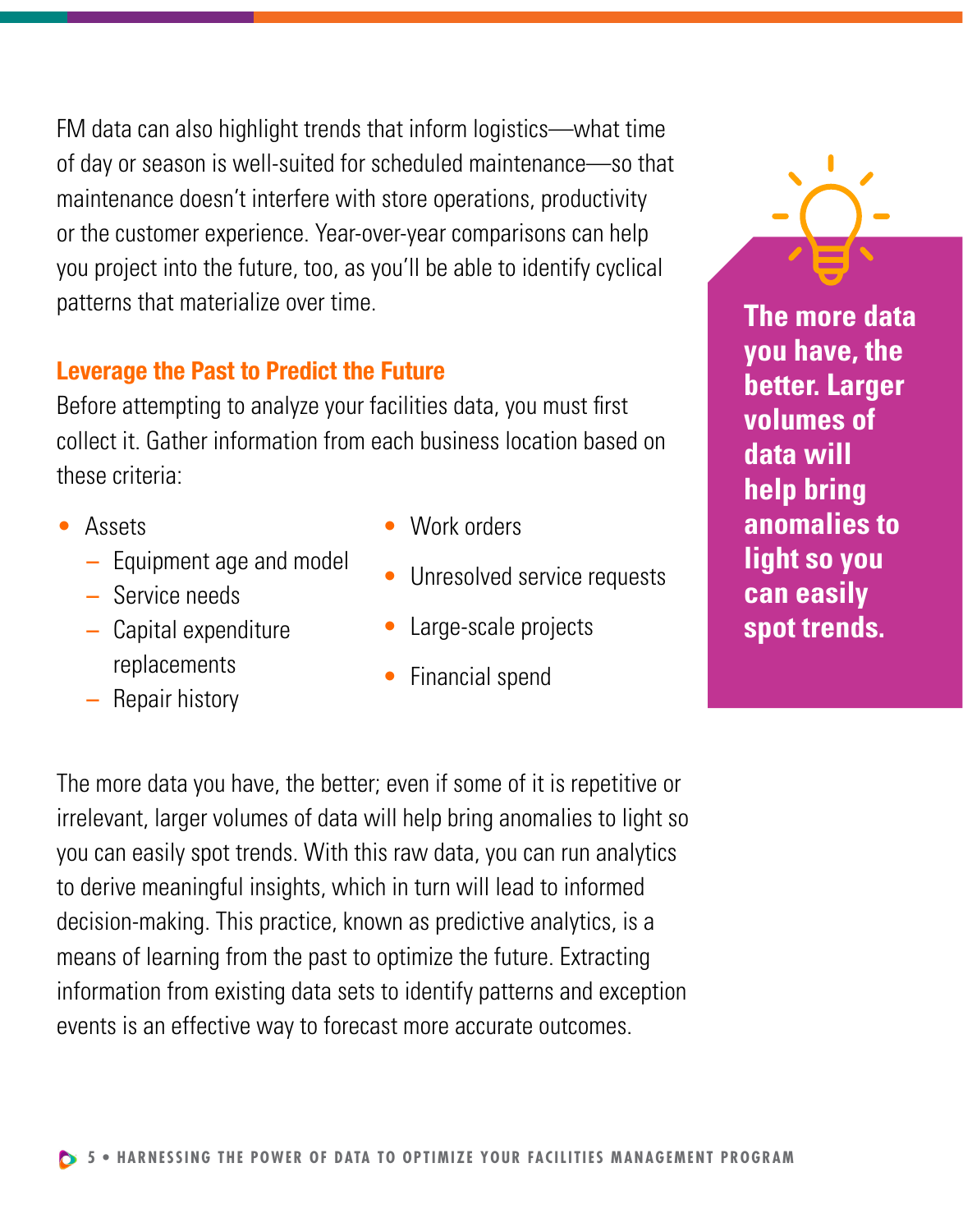FM data can also highlight trends that inform logistics—what time of day or season is well-suited for scheduled maintenance—so that maintenance doesn't interfere with store operations, productivity or the customer experience. Year-over-year comparisons can help you project into the future, too, as you'll be able to identify cyclical patterns that materialize over time.

### Leverage the Past to Predict the Future

Before attempting to analyze your facilities data, you must first collect it. Gather information from each business location based on these criteria:

- Assets
  - Equipment age and model
  - Service needs
  - Capital expenditure replacements
  - Repair history
- Work orders
- Unresolved service requests
- Large-scale projects
- Financial spend

The more data you have, the better; even if some of it is repetitive or irrelevant, larger volumes of data will help bring anomalies to light so you can easily spot trends. With this raw data, you can run analytics to derive meaningful insights, which in turn will lead to informed decision-making. This practice, known as predictive analytics, is a means of learning from the past to optimize the future. Extracting information from existing data sets to identify patterns and exception events is an effective way to forecast more accurate outcomes.

**The more data you have, the better. Larger volumes of data will help bring anomalies to light so you can easily spot trends.**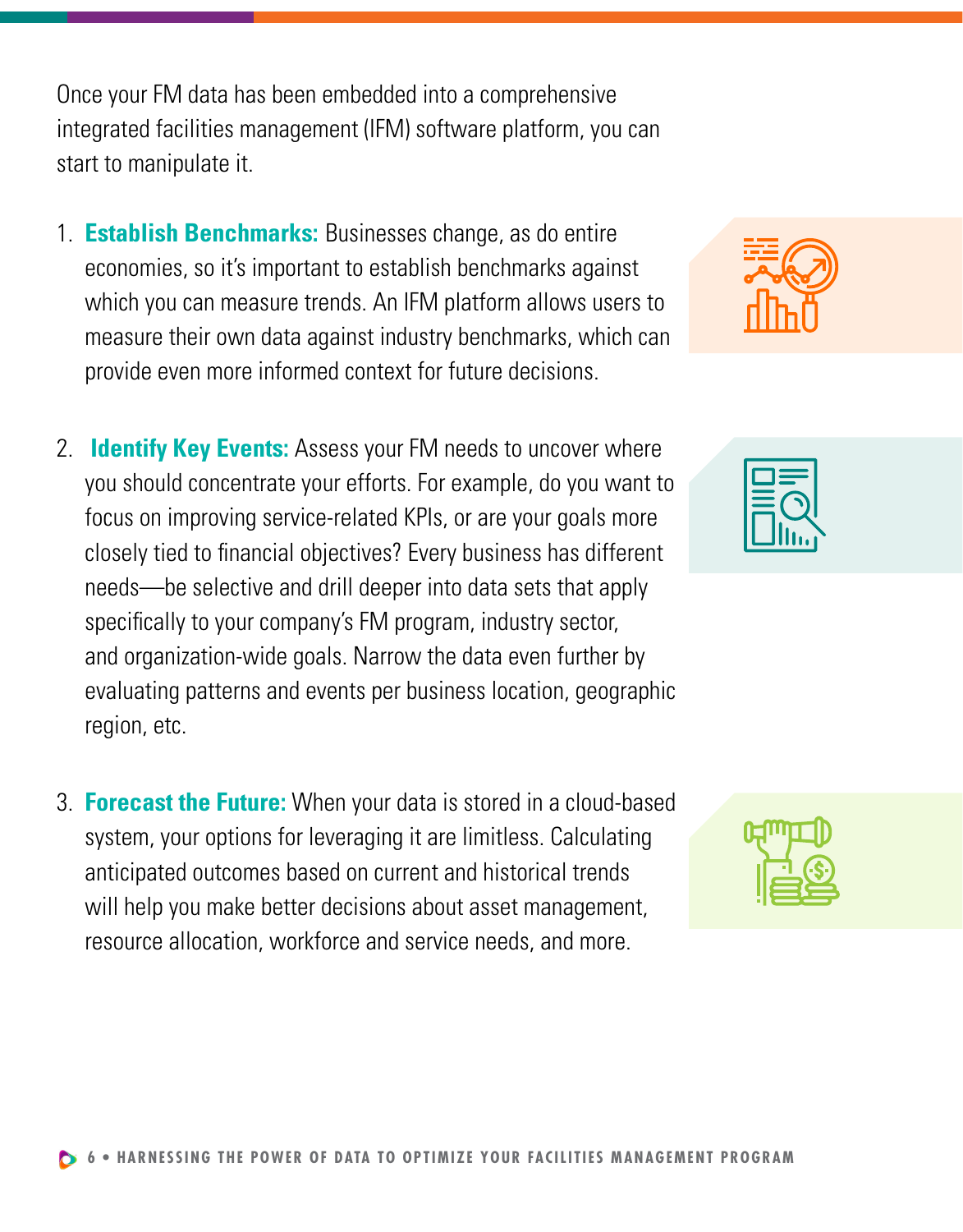Once your FM data has been embedded into a comprehensive integrated facilities management (IFM) software platform, you can start to manipulate it.

1. **Establish Benchmarks:** Businesses change, as do entire economies, so it's important to establish benchmarks against which you can measure trends. An IFM platform allows users to measure their own data against industry benchmarks, which can provide even more informed context for future decisions.

2. **Identify Key Events:** Assess your FM needs to uncover where you should concentrate your efforts. For example, do you want to focus on improving service-related KPIs, or are your goals more closely tied to financial objectives? Every business has different needs—be selective and drill deeper into data sets that apply specifically to your company's FM program, industry sector, and organization-wide goals. Narrow the data even further by evaluating patterns and events per business location, geographic region, etc.

3. **Forecast the Future:** When your data is stored in a cloud-based system, your options for leveraging it are limitless. Calculating anticipated outcomes based on current and historical trends will help you make better decisions about asset management, resource allocation, workforce and service needs, and more.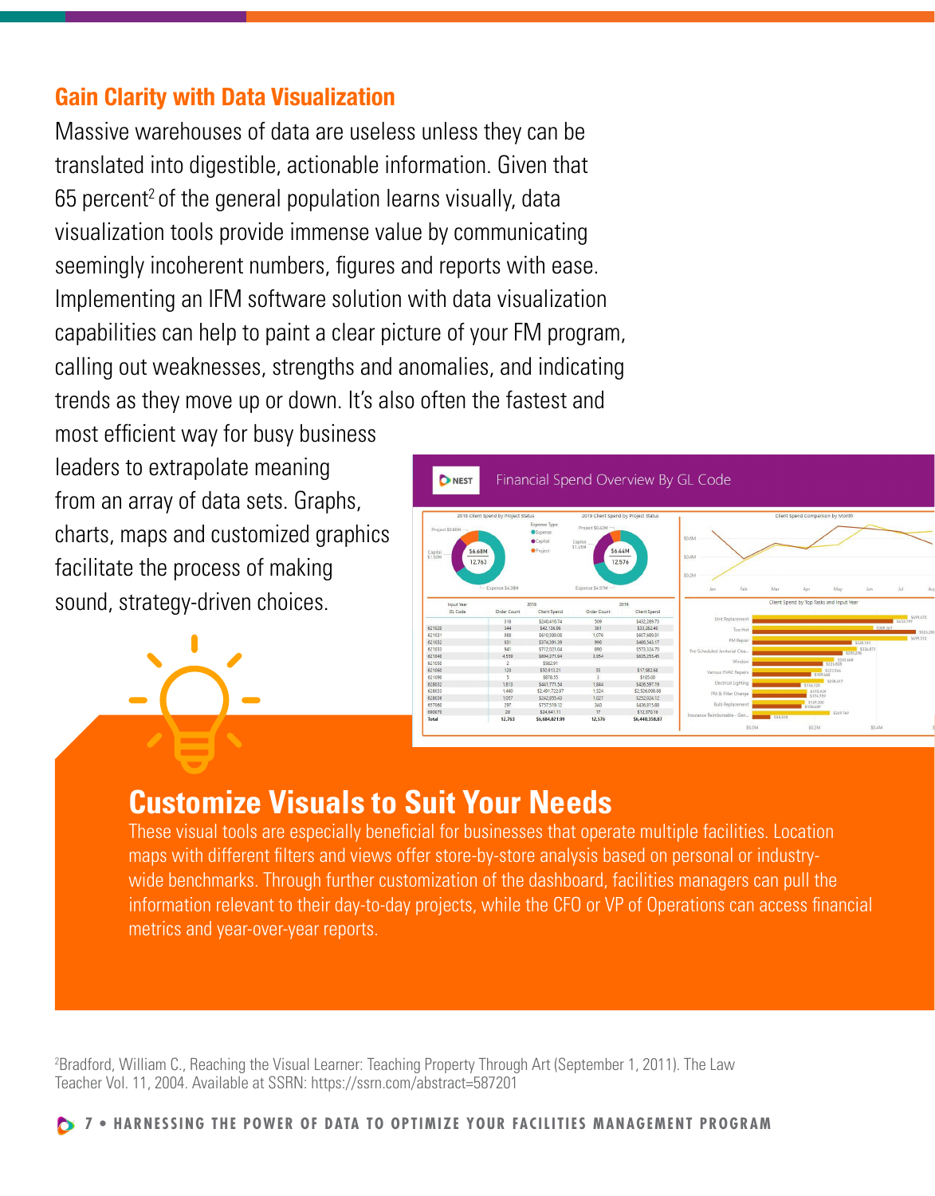## Gain Clarity with Data Visualization

Massive warehouses of data are useless unless they can be translated into digestible, actionable information. Given that 65 percent[2] of the general population learns visually, data visualization tools provide immense value by communicating seemingly incoherent numbers, figures and reports with ease. Implementing an IFM software solution with data visualization capabilities can help to paint a clear picture of your FM program, calling out weaknesses, strengths and anomalies, and indicating trends as they move up or down. It's also often the fastest and most efficient way for busy business leaders to extrapolate meaning from an array of data sets. Graphs, charts, maps and customized graphics facilitate the process of making sound, strategy-driven choices.

## Customize Visuals to Suit Your Needs

These visual tools are especially beneficial for businesses that operate multiple facilities. Location maps with different filters and views offer store-by-store analysis based on personal or industry-wide benchmarks. Through further customization of the dashboard, facilities managers can pull the information relevant to their day-to-day projects, while the CFO or VP of Operations can access financial metrics and year-over-year reports.

[2] Bradford, William C., Reaching the Visual Learner: Teaching Property Through Art (September 1, 2011). The Law Teacher Vol. 11, 2004. Available at SSRN: https://ssrn.com/abstract=587201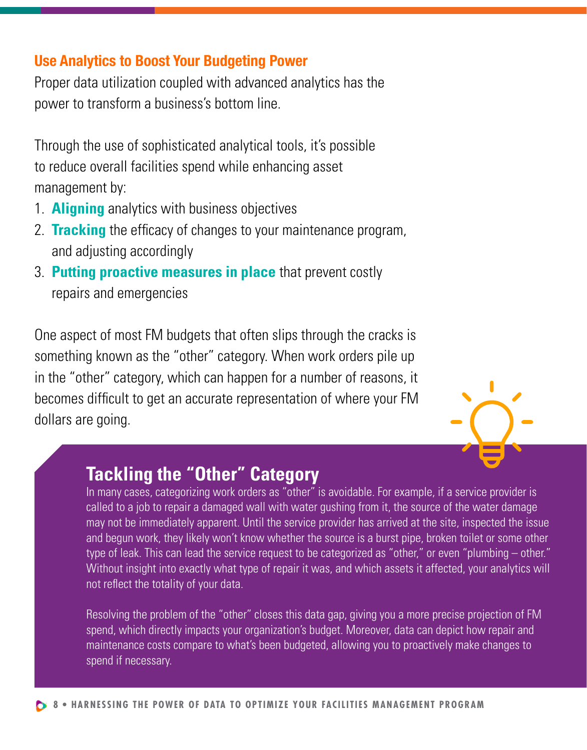## Use Analytics to Boost Your Budgeting Power

Proper data utilization coupled with advanced analytics has the power to transform a business's bottom line.

Through the use of sophisticated analytical tools, it's possible to reduce overall facilities spend while enhancing asset management by:

1. **Aligning** analytics with business objectives
2. **Tracking** the efficacy of changes to your maintenance program, and adjusting accordingly
3. **Putting proactive measures in place** that prevent costly repairs and emergencies

One aspect of most FM budgets that often slips through the cracks is something known as the "other" category. When work orders pile up in the "other" category, which can happen for a number of reasons, it becomes difficult to get an accurate representation of where your FM dollars are going.

### Tackling the "Other" Category

In many cases, categorizing work orders as "other" is avoidable. For example, if a service provider is called to a job to repair a damaged wall with water gushing from it, the source of the water damage may not be immediately apparent. Until the service provider has arrived at the site, inspected the issue and begun work, they likely won't know whether the source is a burst pipe, broken toilet or some other type of leak. This can lead the service request to be categorized as "other," or even "plumbing – other." Without insight into exactly what type of repair it was, and which assets it affected, your analytics will not reflect the totality of your data.

Resolving the problem of the "other" closes this data gap, giving you a more precise projection of FM spend, which directly impacts your organization's budget. Moreover, data can depict how repair and maintenance costs compare to what's been budgeted, allowing you to proactively make changes to spend if necessary.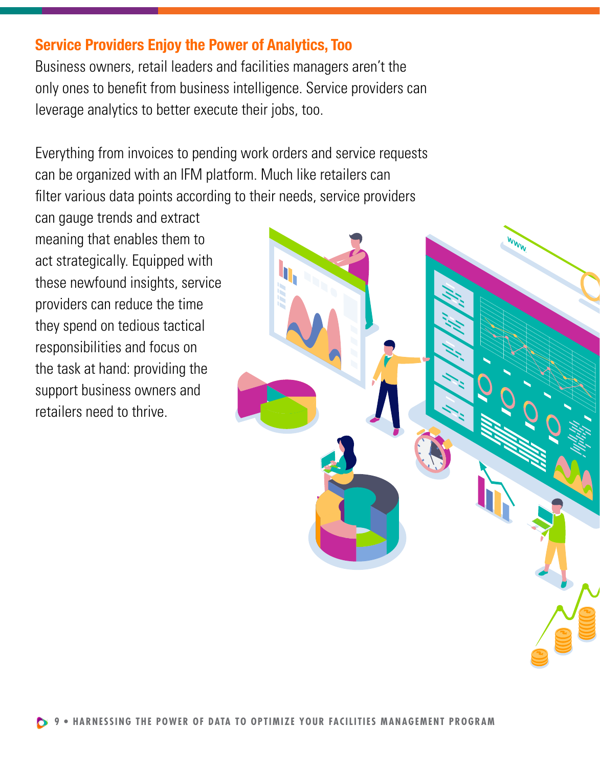## Service Providers Enjoy the Power of Analytics, Too

Business owners, retail leaders and facilities managers aren't the only ones to benefit from business intelligence. Service providers can leverage analytics to better execute their jobs, too.

Everything from invoices to pending work orders and service requests can be organized with an IFM platform. Much like retailers can filter various data points according to their needs, service providers can gauge trends and extract meaning that enables them to act strategically. Equipped with these newfound insights, service providers can reduce the time they spend on tedious tactical responsibilities and focus on the task at hand: providing the support business owners and retailers need to thrive.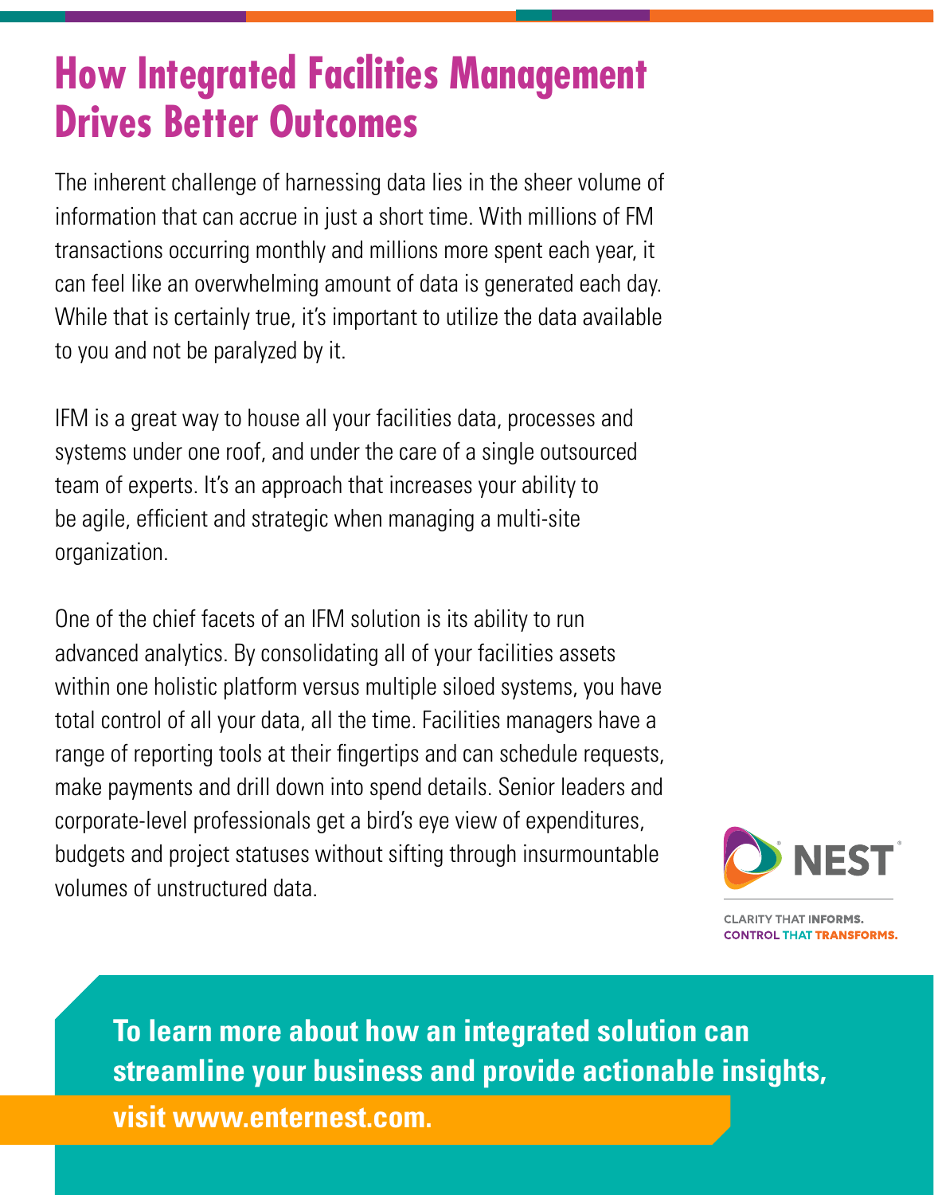# How Integrated Facilities Management Drives Better Outcomes

The inherent challenge of harnessing data lies in the sheer volume of information that can accrue in just a short time. With millions of FM transactions occurring monthly and millions more spent each year, it can feel like an overwhelming amount of data is generated each day. While that is certainly true, it's important to utilize the data available to you and not be paralyzed by it.

IFM is a great way to house all your facilities data, processes and systems under one roof, and under the care of a single outsourced team of experts. It's an approach that increases your ability to be agile, efficient and strategic when managing a multi-site organization.

One of the chief facets of an IFM solution is its ability to run advanced analytics. By consolidating all of your facilities assets within one holistic platform versus multiple siloed systems, you have total control of all your data, all the time. Facilities managers have a range of reporting tools at their fingertips and can schedule requests, make payments and drill down into spend details. Senior leaders and corporate-level professionals get a bird's eye view of expenditures, budgets and project statuses without sifting through insurmountable volumes of unstructured data.

NEST

CLARITY THAT INFORMS.
CONTROL THAT TRANSFORMS.

**To learn more about how an integrated solution can streamline your business and provide actionable insights, visit www.enternest.com.**